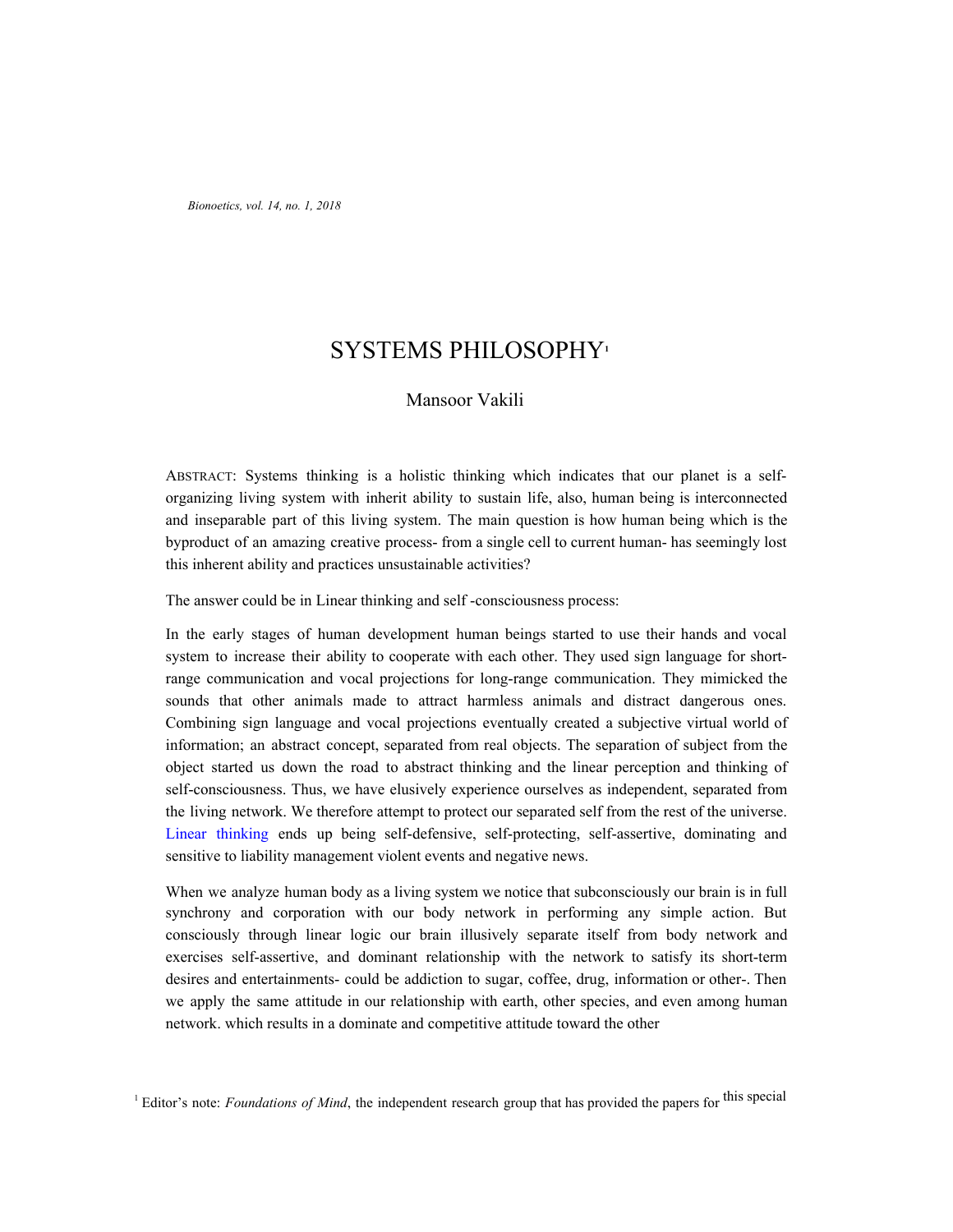# SYSTEMS PHILOSOPHY[1]

Mansoor Vakili

ABSTRACT: Systems thinking is a holistic thinking which indicates that our planet is a self-organizing living system with inherit ability to sustain life, also, human being is interconnected and inseparable part of this living system. The main question is how human being which is the byproduct of an amazing creative process- from a single cell to current human- has seemingly lost this inherent ability and practices unsustainable activities?

The answer could be in Linear thinking and self -consciousness process:

In the early stages of human development human beings started to use their hands and vocal system to increase their ability to cooperate with each other. They used sign language for short-range communication and vocal projections for long-range communication. They mimicked the sounds that other animals made to attract harmless animals and distract dangerous ones. Combining sign language and vocal projections eventually created a subjective virtual world of information; an abstract concept, separated from real objects. The separation of subject from the object started us down the road to abstract thinking and the linear perception and thinking of self-consciousness. Thus, we have elusively experience ourselves as independent, separated from the living network. We therefore attempt to protect our separated self from the rest of the universe. Linear thinking ends up being self-defensive, self-protecting, self-assertive, dominating and sensitive to liability management violent events and negative news.

When we analyze human body as a living system we notice that subconsciously our brain is in full synchrony and corporation with our body network in performing any simple action. But consciously through linear logic our brain illusively separate itself from body network and exercises self-assertive, and dominant relationship with the network to satisfy its short-term desires and entertainments- could be addiction to sugar, coffee, drug, information or other-. Then we apply the same attitude in our relationship with earth, other species, and even among human network. which results in a dominate and competitive attitude toward the other

[1] Editor's note: *Foundations of Mind*, the independent research group that has provided the papers for this special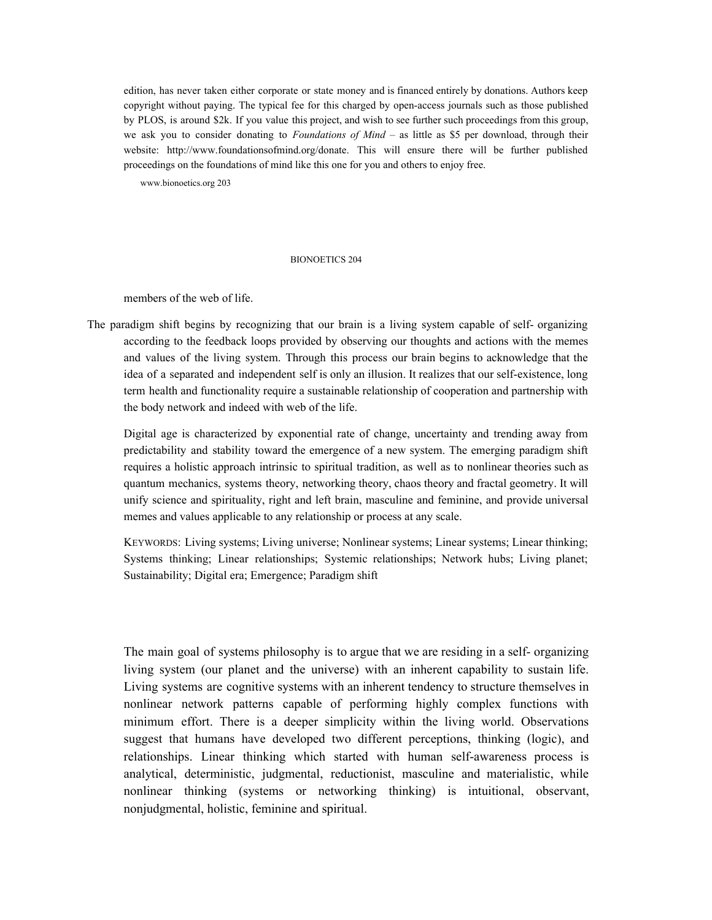edition, has never taken either corporate or state money and is financed entirely by donations. Authors keep copyright without paying. The typical fee for this charged by open-access journals such as those published by PLOS, is around $2k. If you value this project, and wish to see further such proceedings from this group, we ask you to consider donating to *Foundations of Mind* – as little as $5 per download, through their website: http://www.foundationsofmind.org/donate. This will ensure there will be further published proceedings on the foundations of mind like this one for you and others to enjoy free.

members of the web of life.

The paradigm shift begins by recognizing that our brain is a living system capable of self- organizing according to the feedback loops provided by observing our thoughts and actions with the memes and values of the living system. Through this process our brain begins to acknowledge that the idea of a separated and independent self is only an illusion. It realizes that our self-existence, long term health and functionality require a sustainable relationship of cooperation and partnership with the body network and indeed with web of the life.

Digital age is characterized by exponential rate of change, uncertainty and trending away from predictability and stability toward the emergence of a new system. The emerging paradigm shift requires a holistic approach intrinsic to spiritual tradition, as well as to nonlinear theories such as quantum mechanics, systems theory, networking theory, chaos theory and fractal geometry. It will unify science and spirituality, right and left brain, masculine and feminine, and provide universal memes and values applicable to any relationship or process at any scale.

KEYWORDS: Living systems; Living universe; Nonlinear systems; Linear systems; Linear thinking; Systems thinking; Linear relationships; Systemic relationships; Network hubs; Living planet; Sustainability; Digital era; Emergence; Paradigm shift

The main goal of systems philosophy is to argue that we are residing in a self- organizing living system (our planet and the universe) with an inherent capability to sustain life. Living systems are cognitive systems with an inherent tendency to structure themselves in nonlinear network patterns capable of performing highly complex functions with minimum effort. There is a deeper simplicity within the living world. Observations suggest that humans have developed two different perceptions, thinking (logic), and relationships. Linear thinking which started with human self-awareness process is analytical, deterministic, judgmental, reductionist, masculine and materialistic, while nonlinear thinking (systems or networking thinking) is intuitional, observant, nonjudgmental, holistic, feminine and spiritual.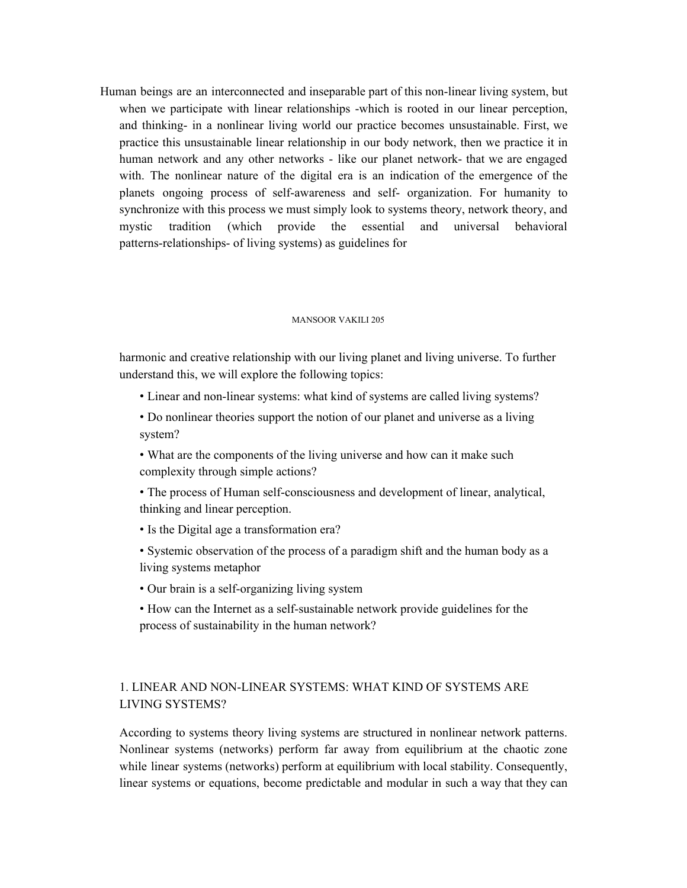Human beings are an interconnected and inseparable part of this non-linear living system, but when we participate with linear relationships -which is rooted in our linear perception, and thinking- in a nonlinear living world our practice becomes unsustainable. First, we practice this unsustainable linear relationship in our body network, then we practice it in human network and any other networks - like our planet network- that we are engaged with. The nonlinear nature of the digital era is an indication of the emergence of the planets ongoing process of self-awareness and self- organization. For humanity to synchronize with this process we must simply look to systems theory, network theory, and mystic tradition (which provide the essential and universal behavioral patterns-relationships- of living systems) as guidelines for harmonic and creative relationship with our living planet and living universe. To further understand this, we will explore the following topics:

- Linear and non-linear systems: what kind of systems are called living systems?
- Do nonlinear theories support the notion of our planet and universe as a living system?
- What are the components of the living universe and how can it make such complexity through simple actions?
- The process of Human self-consciousness and development of linear, analytical, thinking and linear perception.
- Is the Digital age a transformation era?
- Systemic observation of the process of a paradigm shift and the human body as a living systems metaphor
- Our brain is a self-organizing living system
- How can the Internet as a self-sustainable network provide guidelines for the process of sustainability in the human network?

## 1. LINEAR AND NON-LINEAR SYSTEMS: WHAT KIND OF SYSTEMS ARE LIVING SYSTEMS?

According to systems theory living systems are structured in nonlinear network patterns. Nonlinear systems (networks) perform far away from equilibrium at the chaotic zone while linear systems (networks) perform at equilibrium with local stability. Consequently, linear systems or equations, become predictable and modular in such a way that they can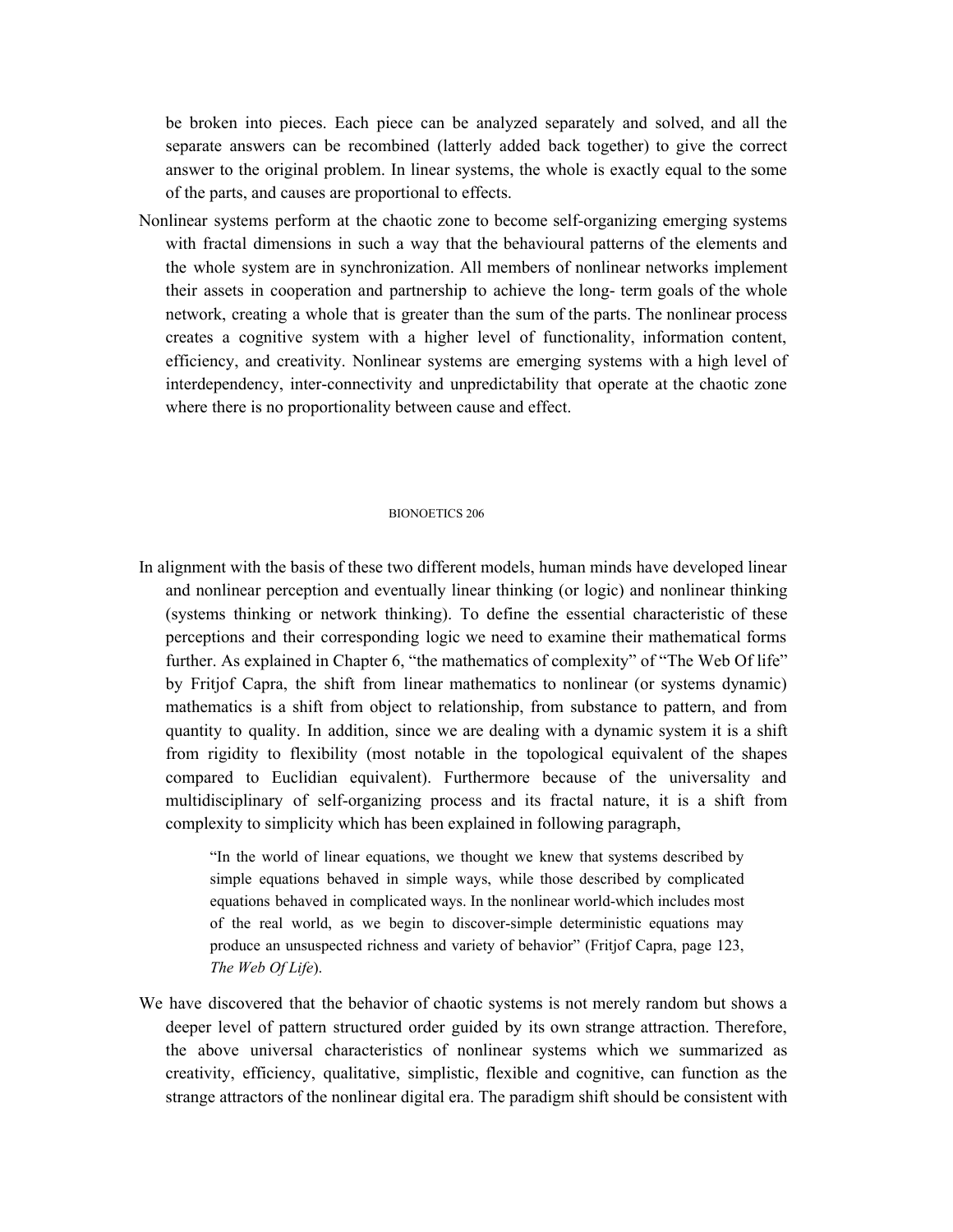be broken into pieces. Each piece can be analyzed separately and solved, and all the separate answers can be recombined (latterly added back together) to give the correct answer to the original problem. In linear systems, the whole is exactly equal to the some of the parts, and causes are proportional to effects.

Nonlinear systems perform at the chaotic zone to become self-organizing emerging systems with fractal dimensions in such a way that the behavioural patterns of the elements and the whole system are in synchronization. All members of nonlinear networks implement their assets in cooperation and partnership to achieve the long- term goals of the whole network, creating a whole that is greater than the sum of the parts. The nonlinear process creates a cognitive system with a higher level of functionality, information content, efficiency, and creativity. Nonlinear systems are emerging systems with a high level of interdependency, inter-connectivity and unpredictability that operate at the chaotic zone where there is no proportionality between cause and effect.

In alignment with the basis of these two different models, human minds have developed linear and nonlinear perception and eventually linear thinking (or logic) and nonlinear thinking (systems thinking or network thinking). To define the essential characteristic of these perceptions and their corresponding logic we need to examine their mathematical forms further. As explained in Chapter 6, "the mathematics of complexity" of "The Web Of life" by Fritjof Capra, the shift from linear mathematics to nonlinear (or systems dynamic) mathematics is a shift from object to relationship, from substance to pattern, and from quantity to quality. In addition, since we are dealing with a dynamic system it is a shift from rigidity to flexibility (most notable in the topological equivalent of the shapes compared to Euclidian equivalent). Furthermore because of the universality and multidisciplinary of self-organizing process and its fractal nature, it is a shift from complexity to simplicity which has been explained in following paragraph,

> "In the world of linear equations, we thought we knew that systems described by simple equations behaved in simple ways, while those described by complicated equations behaved in complicated ways. In the nonlinear world-which includes most of the real world, as we begin to discover-simple deterministic equations may produce an unsuspected richness and variety of behavior" (Fritjof Capra, page 123, *The Web Of Life*).

We have discovered that the behavior of chaotic systems is not merely random but shows a deeper level of pattern structured order guided by its own strange attraction. Therefore, the above universal characteristics of nonlinear systems which we summarized as creativity, efficiency, qualitative, simplistic, flexible and cognitive, can function as the strange attractors of the nonlinear digital era. The paradigm shift should be consistent with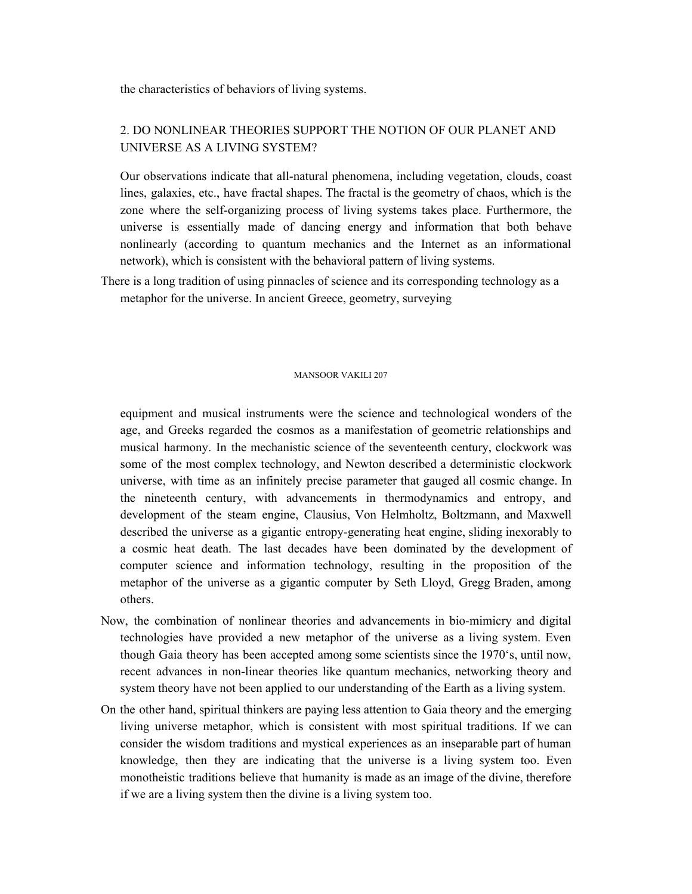the characteristics of behaviors of living systems.

## 2. DO NONLINEAR THEORIES SUPPORT THE NOTION OF OUR PLANET AND UNIVERSE AS A LIVING SYSTEM?

Our observations indicate that all-natural phenomena, including vegetation, clouds, coast lines, galaxies, etc., have fractal shapes. The fractal is the geometry of chaos, which is the zone where the self-organizing process of living systems takes place. Furthermore, the universe is essentially made of dancing energy and information that both behave nonlinearly (according to quantum mechanics and the Internet as an informational network), which is consistent with the behavioral pattern of living systems.

There is a long tradition of using pinnacles of science and its corresponding technology as a metaphor for the universe. In ancient Greece, geometry, surveying equipment and musical instruments were the science and technological wonders of the age, and Greeks regarded the cosmos as a manifestation of geometric relationships and musical harmony. In the mechanistic science of the seventeenth century, clockwork was some of the most complex technology, and Newton described a deterministic clockwork universe, with time as an infinitely precise parameter that gauged all cosmic change. In the nineteenth century, with advancements in thermodynamics and entropy, and development of the steam engine, Clausius, Von Helmholtz, Boltzmann, and Maxwell described the universe as a gigantic entropy-generating heat engine, sliding inexorably to a cosmic heat death. The last decades have been dominated by the development of computer science and information technology, resulting in the proposition of the metaphor of the universe as a gigantic computer by Seth Lloyd, Gregg Braden, among others.

Now, the combination of nonlinear theories and advancements in bio-mimicry and digital technologies have provided a new metaphor of the universe as a living system. Even though Gaia theory has been accepted among some scientists since the 1970‘s, until now, recent advances in non-linear theories like quantum mechanics, networking theory and system theory have not been applied to our understanding of the Earth as a living system.

On the other hand, spiritual thinkers are paying less attention to Gaia theory and the emerging living universe metaphor, which is consistent with most spiritual traditions. If we can consider the wisdom traditions and mystical experiences as an inseparable part of human knowledge, then they are indicating that the universe is a living system too. Even monotheistic traditions believe that humanity is made as an image of the divine, therefore if we are a living system then the divine is a living system too.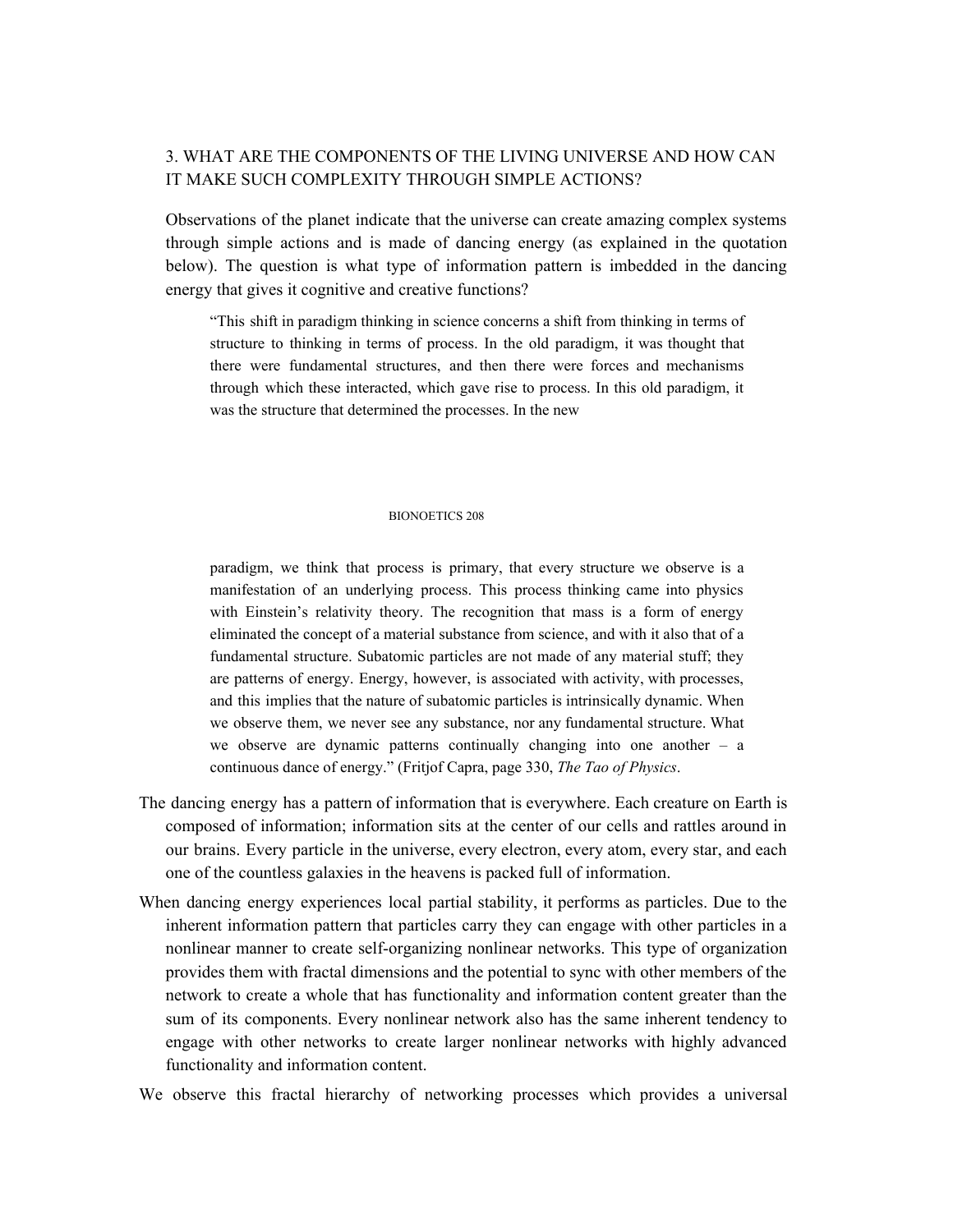### 3. WHAT ARE THE COMPONENTS OF THE LIVING UNIVERSE AND HOW CAN IT MAKE SUCH COMPLEXITY THROUGH SIMPLE ACTIONS?

Observations of the planet indicate that the universe can create amazing complex systems through simple actions and is made of dancing energy (as explained in the quotation below). The question is what type of information pattern is imbedded in the dancing energy that gives it cognitive and creative functions?

> "This shift in paradigm thinking in science concerns a shift from thinking in terms of structure to thinking in terms of process. In the old paradigm, it was thought that there were fundamental structures, and then there were forces and mechanisms through which these interacted, which gave rise to process. In this old paradigm, it was the structure that determined the processes. In the new paradigm, we think that process is primary, that every structure we observe is a manifestation of an underlying process. This process thinking came into physics with Einstein's relativity theory. The recognition that mass is a form of energy eliminated the concept of a material substance from science, and with it also that of a fundamental structure. Subatomic particles are not made of any material stuff; they are patterns of energy. Energy, however, is associated with activity, with processes, and this implies that the nature of subatomic particles is intrinsically dynamic. When we observe them, we never see any substance, nor any fundamental structure. What we observe are dynamic patterns continually changing into one another – a continuous dance of energy." (Fritjof Capra, page 330, *The Tao of Physics*.

The dancing energy has a pattern of information that is everywhere. Each creature on Earth is composed of information; information sits at the center of our cells and rattles around in our brains. Every particle in the universe, every electron, every atom, every star, and each one of the countless galaxies in the heavens is packed full of information.

When dancing energy experiences local partial stability, it performs as particles. Due to the inherent information pattern that particles carry they can engage with other particles in a nonlinear manner to create self-organizing nonlinear networks. This type of organization provides them with fractal dimensions and the potential to sync with other members of the network to create a whole that has functionality and information content greater than the sum of its components. Every nonlinear network also has the same inherent tendency to engage with other networks to create larger nonlinear networks with highly advanced functionality and information content.

We observe this fractal hierarchy of networking processes which provides a universal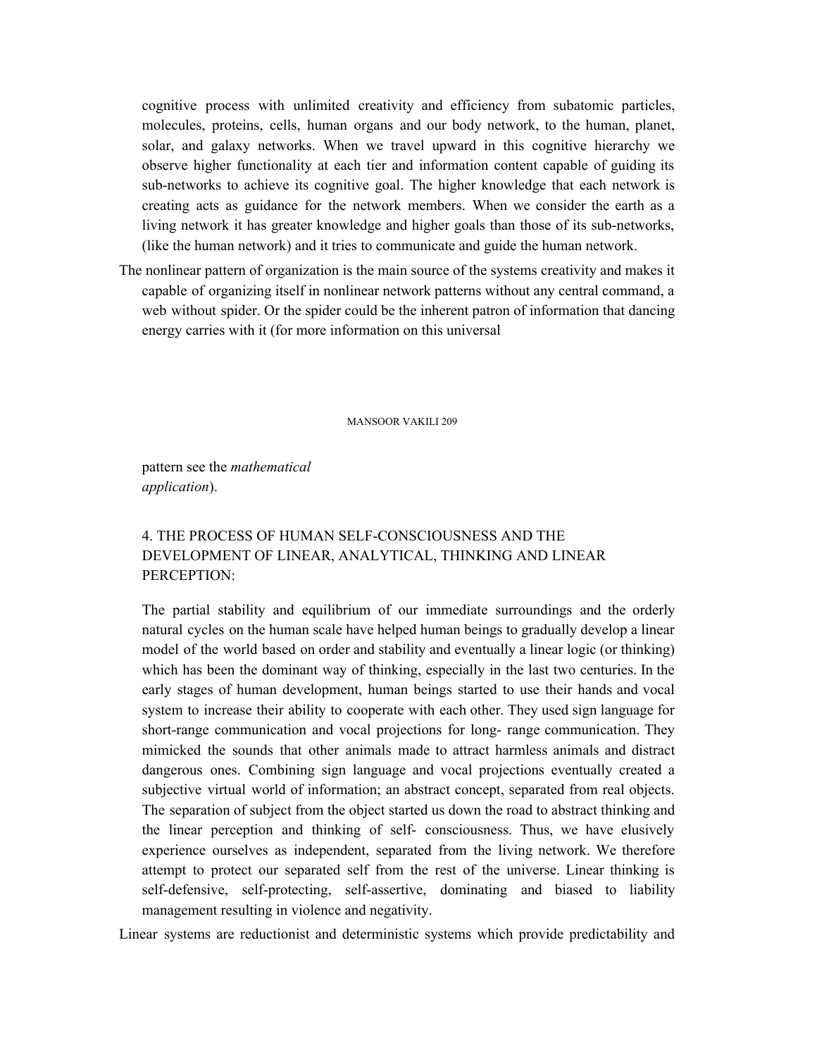cognitive process with unlimited creativity and efficiency from subatomic particles, molecules, proteins, cells, human organs and our body network, to the human, planet, solar, and galaxy networks. When we travel upward in this cognitive hierarchy we observe higher functionality at each tier and information content capable of guiding its sub-networks to achieve its cognitive goal. The higher knowledge that each network is creating acts as guidance for the network members. When we consider the earth as a living network it has greater knowledge and higher goals than those of its sub-networks, (like the human network) and it tries to communicate and guide the human network.

The nonlinear pattern of organization is the main source of the systems creativity and makes it capable of organizing itself in nonlinear network patterns without any central command, a web without spider. Or the spider could be the inherent patron of information that dancing energy carries with it (for more information on this universal pattern see the *mathematical application*).

## 4. THE PROCESS OF HUMAN SELF-CONSCIOUSNESS AND THE DEVELOPMENT OF LINEAR, ANALYTICAL, THINKING AND LINEAR PERCEPTION:

The partial stability and equilibrium of our immediate surroundings and the orderly natural cycles on the human scale have helped human beings to gradually develop a linear model of the world based on order and stability and eventually a linear logic (or thinking) which has been the dominant way of thinking, especially in the last two centuries. In the early stages of human development, human beings started to use their hands and vocal system to increase their ability to cooperate with each other. They used sign language for short-range communication and vocal projections for long- range communication. They mimicked the sounds that other animals made to attract harmless animals and distract dangerous ones. Combining sign language and vocal projections eventually created a subjective virtual world of information; an abstract concept, separated from real objects. The separation of subject from the object started us down the road to abstract thinking and the linear perception and thinking of self- consciousness. Thus, we have elusively experience ourselves as independent, separated from the living network. We therefore attempt to protect our separated self from the rest of the universe. Linear thinking is self-defensive, self-protecting, self-assertive, dominating and biased to liability management resulting in violence and negativity.

Linear systems are reductionist and deterministic systems which provide predictability and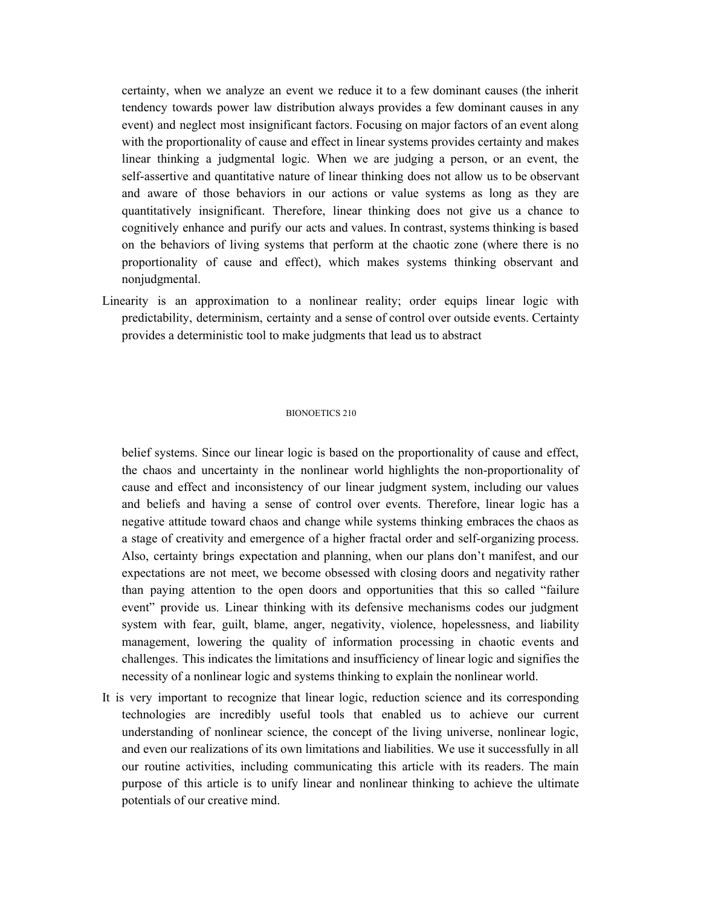certainty, when we analyze an event we reduce it to a few dominant causes (the inherit tendency towards power law distribution always provides a few dominant causes in any event) and neglect most insignificant factors. Focusing on major factors of an event along with the proportionality of cause and effect in linear systems provides certainty and makes linear thinking a judgmental logic. When we are judging a person, or an event, the self-assertive and quantitative nature of linear thinking does not allow us to be observant and aware of those behaviors in our actions or value systems as long as they are quantitatively insignificant. Therefore, linear thinking does not give us a chance to cognitively enhance and purify our acts and values. In contrast, systems thinking is based on the behaviors of living systems that perform at the chaotic zone (where there is no proportionality of cause and effect), which makes systems thinking observant and nonjudgmental.

Linearity is an approximation to a nonlinear reality; order equips linear logic with predictability, determinism, certainty and a sense of control over outside events. Certainty provides a deterministic tool to make judgments that lead us to abstract belief systems. Since our linear logic is based on the proportionality of cause and effect, the chaos and uncertainty in the nonlinear world highlights the non-proportionality of cause and effect and inconsistency of our linear judgment system, including our values and beliefs and having a sense of control over events. Therefore, linear logic has a negative attitude toward chaos and change while systems thinking embraces the chaos as a stage of creativity and emergence of a higher fractal order and self-organizing process. Also, certainty brings expectation and planning, when our plans don't manifest, and our expectations are not meet, we become obsessed with closing doors and negativity rather than paying attention to the open doors and opportunities that this so called "failure event" provide us. Linear thinking with its defensive mechanisms codes our judgment system with fear, guilt, blame, anger, negativity, violence, hopelessness, and liability management, lowering the quality of information processing in chaotic events and challenges. This indicates the limitations and insufficiency of linear logic and signifies the necessity of a nonlinear logic and systems thinking to explain the nonlinear world.

It is very important to recognize that linear logic, reduction science and its corresponding technologies are incredibly useful tools that enabled us to achieve our current understanding of nonlinear science, the concept of the living universe, nonlinear logic, and even our realizations of its own limitations and liabilities. We use it successfully in all our routine activities, including communicating this article with its readers. The main purpose of this article is to unify linear and nonlinear thinking to achieve the ultimate potentials of our creative mind.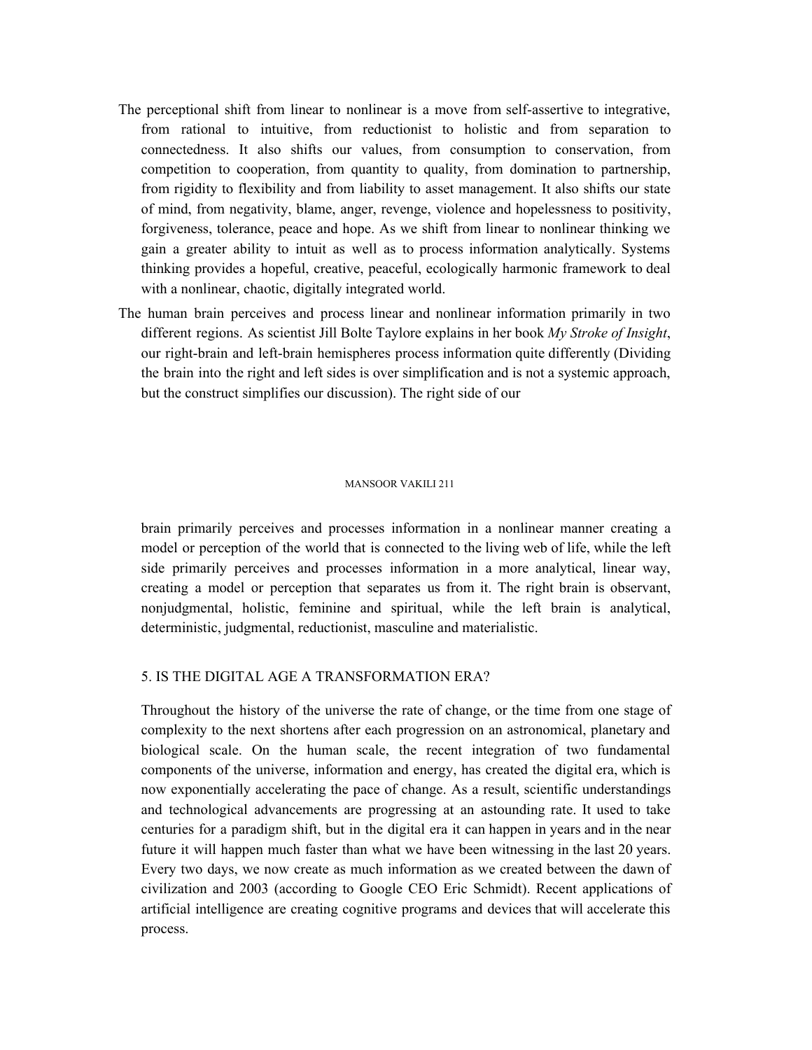The perceptional shift from linear to nonlinear is a move from self-assertive to integrative, from rational to intuitive, from reductionist to holistic and from separation to connectedness. It also shifts our values, from consumption to conservation, from competition to cooperation, from quantity to quality, from domination to partnership, from rigidity to flexibility and from liability to asset management. It also shifts our state of mind, from negativity, blame, anger, revenge, violence and hopelessness to positivity, forgiveness, tolerance, peace and hope. As we shift from linear to nonlinear thinking we gain a greater ability to intuit as well as to process information analytically. Systems thinking provides a hopeful, creative, peaceful, ecologically harmonic framework to deal with a nonlinear, chaotic, digitally integrated world.

The human brain perceives and process linear and nonlinear information primarily in two different regions. As scientist Jill Bolte Taylore explains in her book *My Stroke of Insight*, our right-brain and left-brain hemispheres process information quite differently (Dividing the brain into the right and left sides is over simplification and is not a systemic approach, but the construct simplifies our discussion). The right side of our brain primarily perceives and processes information in a nonlinear manner creating a model or perception of the world that is connected to the living web of life, while the left side primarily perceives and processes information in a more analytical, linear way, creating a model or perception that separates us from it. The right brain is observant, nonjudgmental, holistic, feminine and spiritual, while the left brain is analytical, deterministic, judgmental, reductionist, masculine and materialistic.

## 5. IS THE DIGITAL AGE A TRANSFORMATION ERA?

Throughout the history of the universe the rate of change, or the time from one stage of complexity to the next shortens after each progression on an astronomical, planetary and biological scale. On the human scale, the recent integration of two fundamental components of the universe, information and energy, has created the digital era, which is now exponentially accelerating the pace of change. As a result, scientific understandings and technological advancements are progressing at an astounding rate. It used to take centuries for a paradigm shift, but in the digital era it can happen in years and in the near future it will happen much faster than what we have been witnessing in the last 20 years. Every two days, we now create as much information as we created between the dawn of civilization and 2003 (according to Google CEO Eric Schmidt). Recent applications of artificial intelligence are creating cognitive programs and devices that will accelerate this process.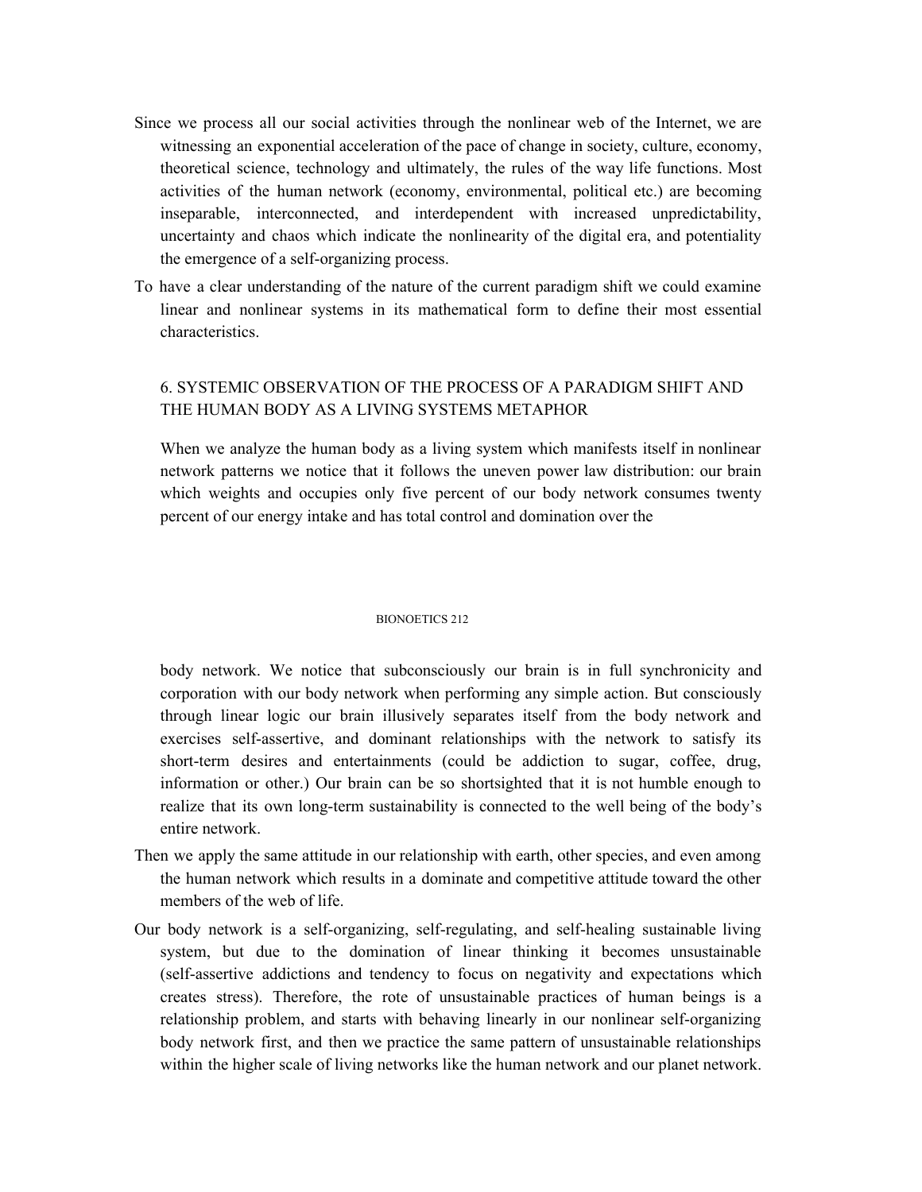Since we process all our social activities through the nonlinear web of the Internet, we are witnessing an exponential acceleration of the pace of change in society, culture, economy, theoretical science, technology and ultimately, the rules of the way life functions. Most activities of the human network (economy, environmental, political etc.) are becoming inseparable, interconnected, and interdependent with increased unpredictability, uncertainty and chaos which indicate the nonlinearity of the digital era, and potentiality the emergence of a self-organizing process.

To have a clear understanding of the nature of the current paradigm shift we could examine linear and nonlinear systems in its mathematical form to define their most essential characteristics.

## 6. SYSTEMIC OBSERVATION OF THE PROCESS OF A PARADIGM SHIFT AND THE HUMAN BODY AS A LIVING SYSTEMS METAPHOR

When we analyze the human body as a living system which manifests itself in nonlinear network patterns we notice that it follows the uneven power law distribution: our brain which weights and occupies only five percent of our body network consumes twenty percent of our energy intake and has total control and domination over the body network. We notice that subconsciously our brain is in full synchronicity and corporation with our body network when performing any simple action. But consciously through linear logic our brain illusively separates itself from the body network and exercises self-assertive, and dominant relationships with the network to satisfy its short-term desires and entertainments (could be addiction to sugar, coffee, drug, information or other.) Our brain can be so shortsighted that it is not humble enough to realize that its own long-term sustainability is connected to the well being of the body's entire network.

Then we apply the same attitude in our relationship with earth, other species, and even among the human network which results in a dominate and competitive attitude toward the other members of the web of life.

Our body network is a self-organizing, self-regulating, and self-healing sustainable living system, but due to the domination of linear thinking it becomes unsustainable (self-assertive addictions and tendency to focus on negativity and expectations which creates stress). Therefore, the rote of unsustainable practices of human beings is a relationship problem, and starts with behaving linearly in our nonlinear self-organizing body network first, and then we practice the same pattern of unsustainable relationships within the higher scale of living networks like the human network and our planet network.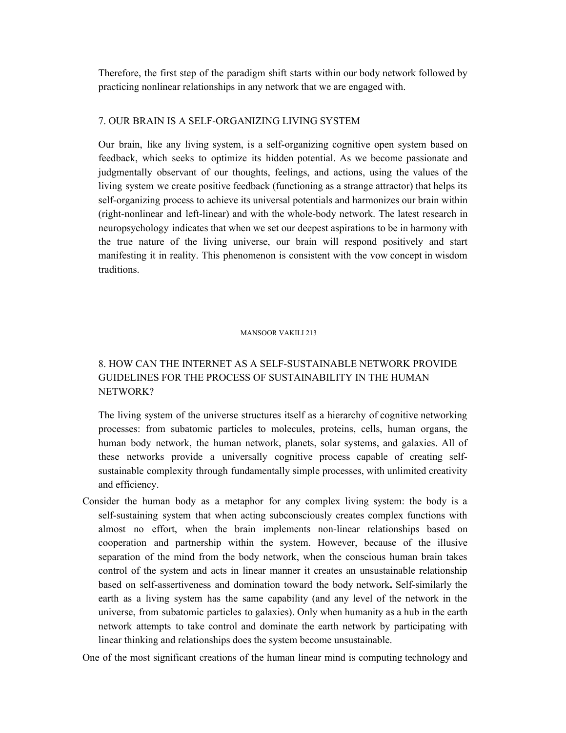Therefore, the first step of the paradigm shift starts within our body network followed by practicing nonlinear relationships in any network that we are engaged with.

## 7. OUR BRAIN IS A SELF-ORGANIZING LIVING SYSTEM

Our brain, like any living system, is a self-organizing cognitive open system based on feedback, which seeks to optimize its hidden potential. As we become passionate and judgmentally observant of our thoughts, feelings, and actions, using the values of the living system we create positive feedback (functioning as a strange attractor) that helps its self-organizing process to achieve its universal potentials and harmonizes our brain within (right-nonlinear and left-linear) and with the whole-body network. The latest research in neuropsychology indicates that when we set our deepest aspirations to be in harmony with the true nature of the living universe, our brain will respond positively and start manifesting it in reality. This phenomenon is consistent with the vow concept in wisdom traditions.

## 8. HOW CAN THE INTERNET AS A SELF-SUSTAINABLE NETWORK PROVIDE GUIDELINES FOR THE PROCESS OF SUSTAINABILITY IN THE HUMAN NETWORK?

The living system of the universe structures itself as a hierarchy of cognitive networking processes: from subatomic particles to molecules, proteins, cells, human organs, the human body network, the human network, planets, solar systems, and galaxies. All of these networks provide a universally cognitive process capable of creating self-sustainable complexity through fundamentally simple processes, with unlimited creativity and efficiency.

Consider the human body as a metaphor for any complex living system: the body is a self-sustaining system that when acting subconsciously creates complex functions with almost no effort, when the brain implements non-linear relationships based on cooperation and partnership within the system. However, because of the illusive separation of the mind from the body network, when the conscious human brain takes control of the system and acts in linear manner it creates an unsustainable relationship based on self-assertiveness and domination toward the body network**.** Self-similarly the earth as a living system has the same capability (and any level of the network in the universe, from subatomic particles to galaxies). Only when humanity as a hub in the earth network attempts to take control and dominate the earth network by participating with linear thinking and relationships does the system become unsustainable.

One of the most significant creations of the human linear mind is computing technology and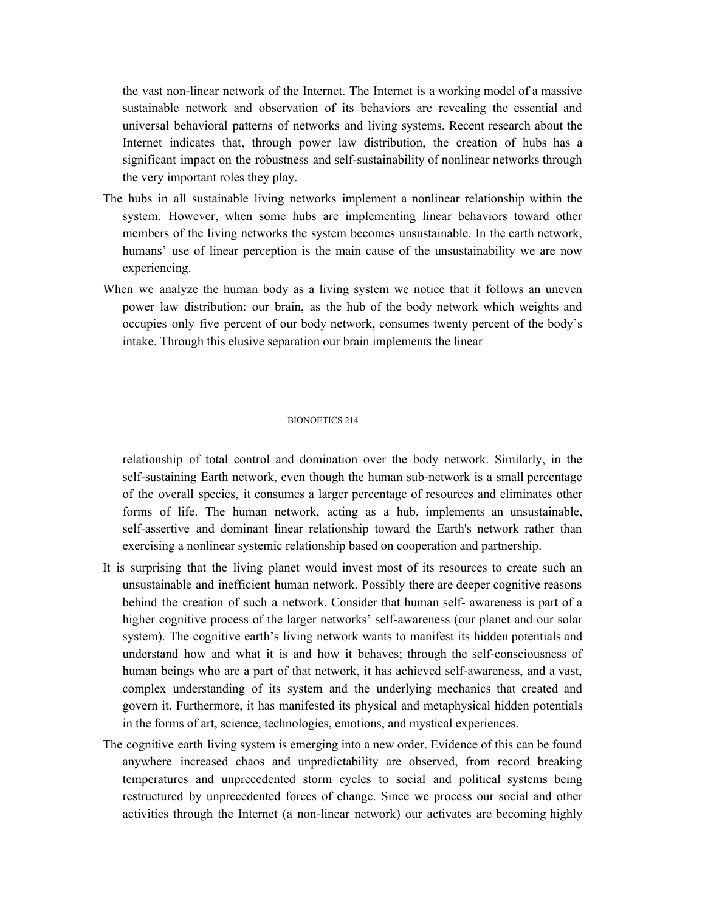the vast non-linear network of the Internet. The Internet is a working model of a massive sustainable network and observation of its behaviors are revealing the essential and universal behavioral patterns of networks and living systems. Recent research about the Internet indicates that, through power law distribution, the creation of hubs has a significant impact on the robustness and self-sustainability of nonlinear networks through the very important roles they play.

The hubs in all sustainable living networks implement a nonlinear relationship within the system. However, when some hubs are implementing linear behaviors toward other members of the living networks the system becomes unsustainable. In the earth network, humans' use of linear perception is the main cause of the unsustainability we are now experiencing.

When we analyze the human body as a living system we notice that it follows an uneven power law distribution: our brain, as the hub of the body network which weights and occupies only five percent of our body network, consumes twenty percent of the body's intake. Through this elusive separation our brain implements the linear relationship of total control and domination over the body network. Similarly, in the self-sustaining Earth network, even though the human sub-network is a small percentage of the overall species, it consumes a larger percentage of resources and eliminates other forms of life. The human network, acting as a hub, implements an unsustainable, self-assertive and dominant linear relationship toward the Earth's network rather than exercising a nonlinear systemic relationship based on cooperation and partnership.

It is surprising that the living planet would invest most of its resources to create such an unsustainable and inefficient human network. Possibly there are deeper cognitive reasons behind the creation of such a network. Consider that human self- awareness is part of a higher cognitive process of the larger networks' self-awareness (our planet and our solar system). The cognitive earth's living network wants to manifest its hidden potentials and understand how and what it is and how it behaves; through the self-consciousness of human beings who are a part of that network, it has achieved self-awareness, and a vast, complex understanding of its system and the underlying mechanics that created and govern it. Furthermore, it has manifested its physical and metaphysical hidden potentials in the forms of art, science, technologies, emotions, and mystical experiences.

The cognitive earth living system is emerging into a new order. Evidence of this can be found anywhere increased chaos and unpredictability are observed, from record breaking temperatures and unprecedented storm cycles to social and political systems being restructured by unprecedented forces of change. Since we process our social and other activities through the Internet (a non-linear network) our activates are becoming highly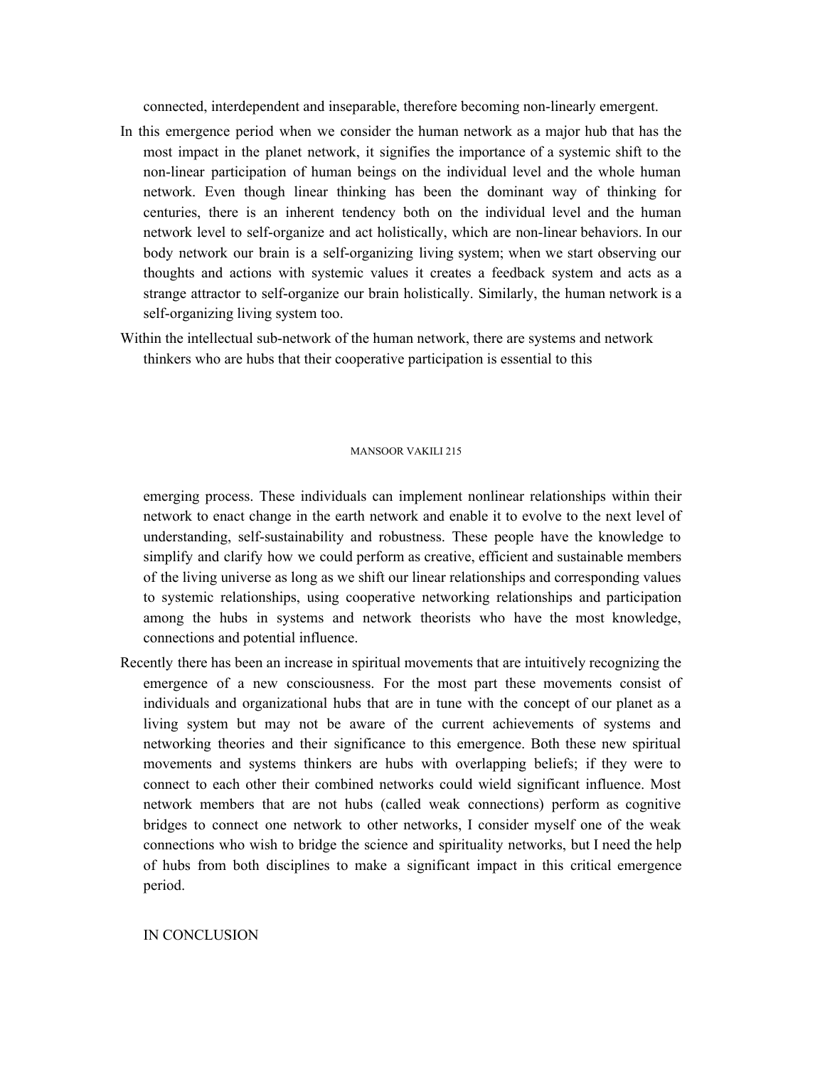connected, interdependent and inseparable, therefore becoming non-linearly emergent.

In this emergence period when we consider the human network as a major hub that has the most impact in the planet network, it signifies the importance of a systemic shift to the non-linear participation of human beings on the individual level and the whole human network. Even though linear thinking has been the dominant way of thinking for centuries, there is an inherent tendency both on the individual level and the human network level to self-organize and act holistically, which are non-linear behaviors. In our body network our brain is a self-organizing living system; when we start observing our thoughts and actions with systemic values it creates a feedback system and acts as a strange attractor to self-organize our brain holistically. Similarly, the human network is a self-organizing living system too.

Within the intellectual sub-network of the human network, there are systems and network thinkers who are hubs that their cooperative participation is essential to this emerging process. These individuals can implement nonlinear relationships within their network to enact change in the earth network and enable it to evolve to the next level of understanding, self-sustainability and robustness. These people have the knowledge to simplify and clarify how we could perform as creative, efficient and sustainable members of the living universe as long as we shift our linear relationships and corresponding values to systemic relationships, using cooperative networking relationships and participation among the hubs in systems and network theorists who have the most knowledge, connections and potential influence.

Recently there has been an increase in spiritual movements that are intuitively recognizing the emergence of a new consciousness. For the most part these movements consist of individuals and organizational hubs that are in tune with the concept of our planet as a living system but may not be aware of the current achievements of systems and networking theories and their significance to this emergence. Both these new spiritual movements and systems thinkers are hubs with overlapping beliefs; if they were to connect to each other their combined networks could wield significant influence. Most network members that are not hubs (called weak connections) perform as cognitive bridges to connect one network to other networks, I consider myself one of the weak connections who wish to bridge the science and spirituality networks, but I need the help of hubs from both disciplines to make a significant impact in this critical emergence period.

## IN CONCLUSION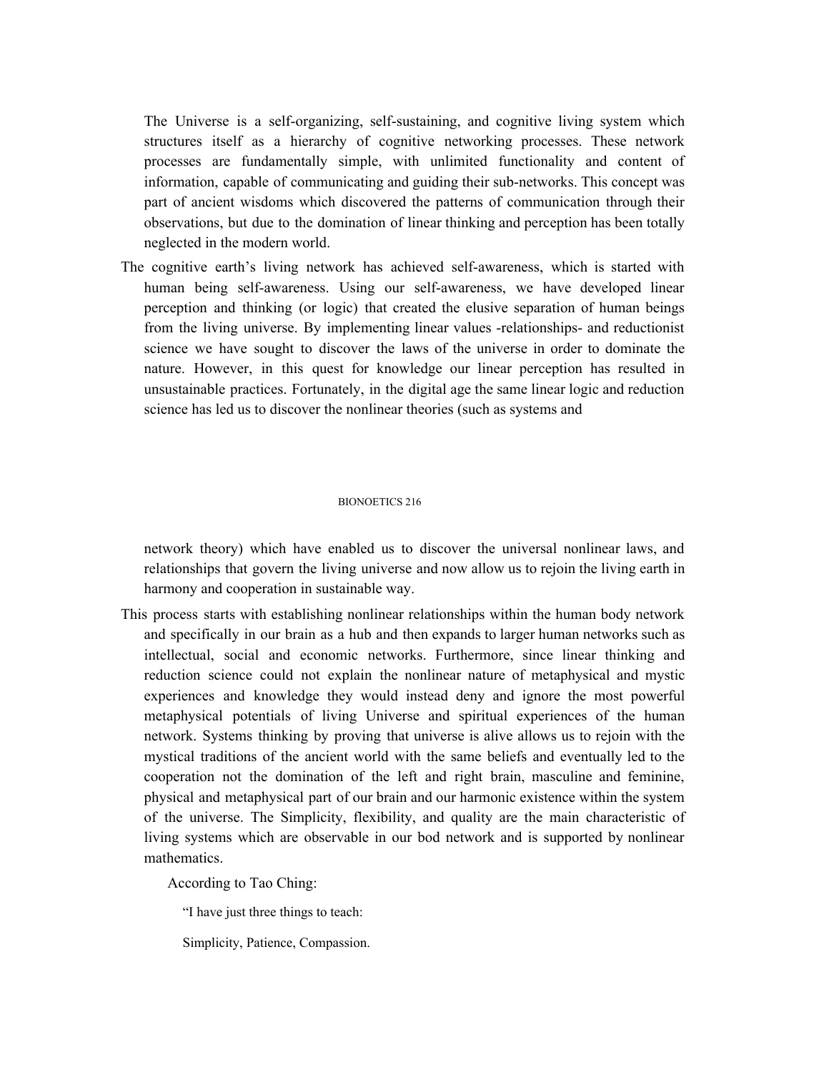The Universe is a self-organizing, self-sustaining, and cognitive living system which structures itself as a hierarchy of cognitive networking processes. These network processes are fundamentally simple, with unlimited functionality and content of information, capable of communicating and guiding their sub-networks. This concept was part of ancient wisdoms which discovered the patterns of communication through their observations, but due to the domination of linear thinking and perception has been totally neglected in the modern world.

The cognitive earth's living network has achieved self-awareness, which is started with human being self-awareness. Using our self-awareness, we have developed linear perception and thinking (or logic) that created the elusive separation of human beings from the living universe. By implementing linear values -relationships- and reductionist science we have sought to discover the laws of the universe in order to dominate the nature. However, in this quest for knowledge our linear perception has resulted in unsustainable practices. Fortunately, in the digital age the same linear logic and reduction science has led us to discover the nonlinear theories (such as systems and network theory) which have enabled us to discover the universal nonlinear laws, and relationships that govern the living universe and now allow us to rejoin the living earth in harmony and cooperation in sustainable way.

This process starts with establishing nonlinear relationships within the human body network and specifically in our brain as a hub and then expands to larger human networks such as intellectual, social and economic networks. Furthermore, since linear thinking and reduction science could not explain the nonlinear nature of metaphysical and mystic experiences and knowledge they would instead deny and ignore the most powerful metaphysical potentials of living Universe and spiritual experiences of the human network. Systems thinking by proving that universe is alive allows us to rejoin with the mystical traditions of the ancient world with the same beliefs and eventually led to the cooperation not the domination of the left and right brain, masculine and feminine, physical and metaphysical part of our brain and our harmonic existence within the system of the universe. The Simplicity, flexibility, and quality are the main characteristic of living systems which are observable in our bod network and is supported by nonlinear mathematics.

According to Tao Ching:

> "I have just three things to teach:
>
> Simplicity, Patience, Compassion.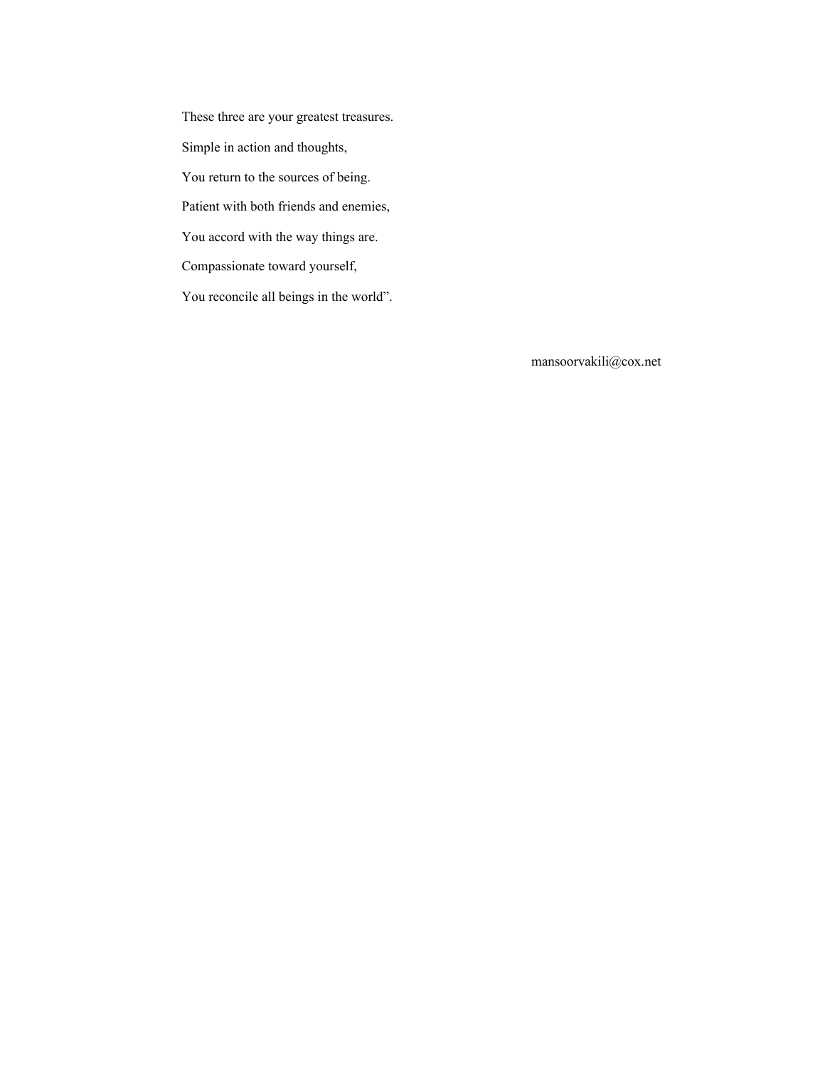These three are your greatest treasures.

Simple in action and thoughts,

You return to the sources of being.

Patient with both friends and enemies,

You accord with the way things are.

Compassionate toward yourself,

You reconcile all beings in the world”.

mansoorvakili@cox.net